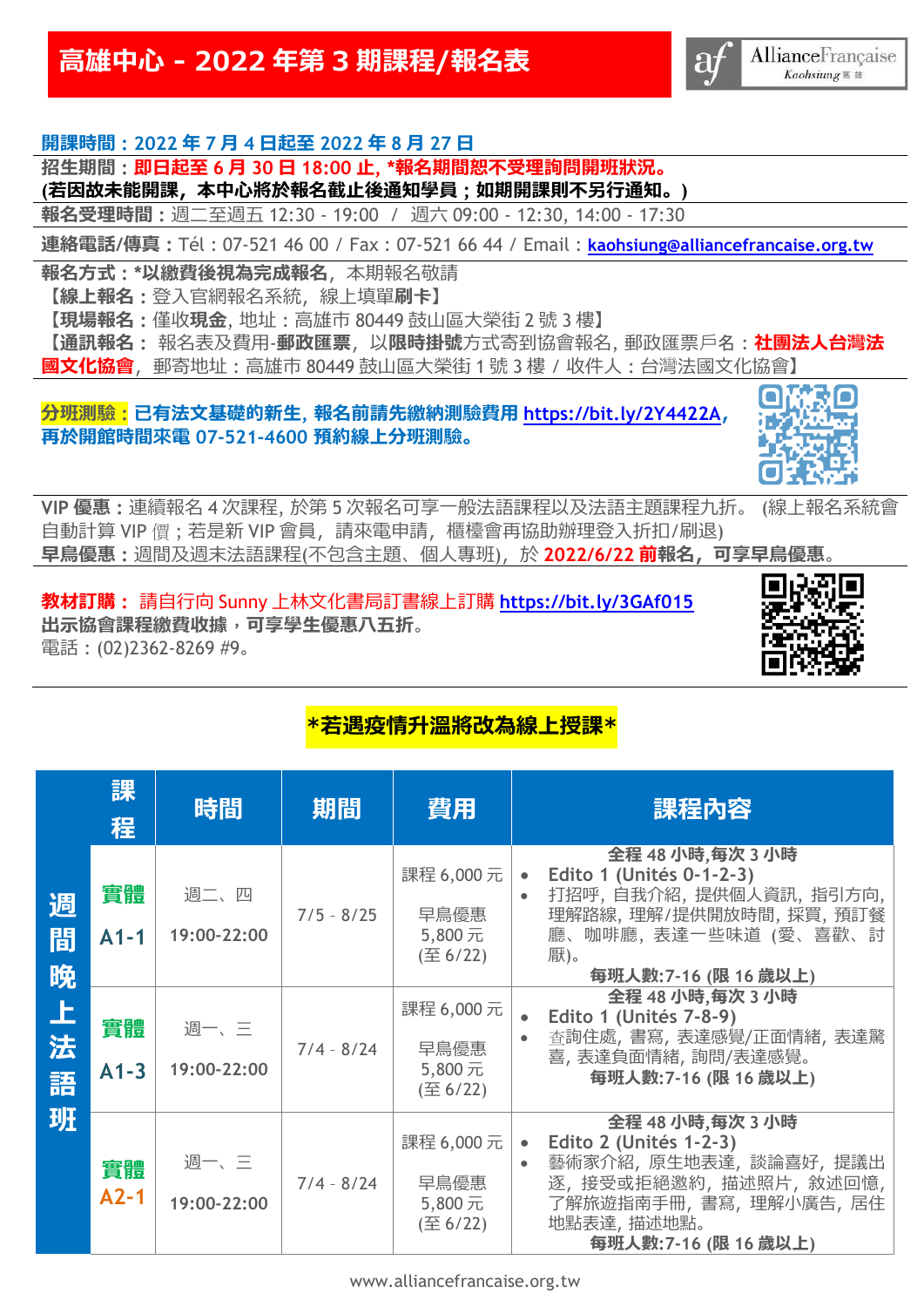# 高雄中心 - 2022 年第 3 期課程/報名表

AllianceFrançaise Kaohsiung 高雄

**開課時間：2022 年 7 月 4 日起至 2022 年 8 月 27 日**

**招生期間：即日起至 6 月 30 日 18:00 止, *報名期間恕不受理詢問開班狀況。**
**(若因故未能開課，本中心將於報名截止後通知學員；如期開課則不另行通知。)**

**報名受理時間：**週二至週五 12:30 - 19:00 / 週六 09:00 - 12:30, 14:00 - 17:30

**連絡電話/傳真：**Tél：07-521 46 00 / Fax：07-521 66 44 / Email：kaohsiung@alliancefrancaise.org.tw

**報名方式：*以繳費後視為完成報名**, 本期報名敬請
【**線上報名：**登入官網報名系統，線上填單**刷卡**】
【**現場報名：**僅收**現金**, 地址：高雄市 80449 鼓山區大榮街 2 號 3 樓】
【**通訊報名：** 報名表及費用-**郵政匯票**，以**限時掛號**方式寄到協會報名, 郵政匯票戶名：**社團法人台灣法國文化協會**, 郵寄地址：高雄市 80449 鼓山區大榮街 1 號 3 樓 / 收件人：台灣法國文化協會】

**分班測驗：已有法文基礎的新生, 報名前請先繳納測驗費用 https://bit.ly/2Y4422A, 再於開館時間來電 07-521-4600 預約線上分班測驗。**

**VIP 優惠：**連續報名 4 次課程, 於第 5 次報名可享一般法語課程以及法語主題課程九折。 (線上報名系統會自動計算 VIP 價；若是新 VIP 會員，請來電申請，櫃檯會再協助辦理登入折扣/刷退)
**早鳥優惠：**週間及週末法語課程(不包含主題、個人專班)，於 **2022/6/22 前報名，可享早鳥優惠**。

**教材訂購：** 請自行向 Sunny 上林文化書局訂書線上訂購 https://bit.ly/3GAf015
**出示協會課程繳費收據，可享學生優惠八五折。**
電話：(02)2362-8269 #9。

**\*若遇疫情升溫將改為線上授課\***

| | 課程 | 時間 | 期間 | 費用 | 課程內容 |
|---|---|---|---|---|---|
| 週間晚上法語班 | 實體 A1-1 | 週二、四 19:00-22:00 | 7/5 - 8/25 | 課程 6,000 元<br>早鳥優惠 5,800 元 (至 6/22) | **全程 48 小時,每次 3 小時**<br>• Edito 1 (Unités 0-1-2-3)<br>• 打招呼, 自我介紹, 提供個人資訊, 指引方向, 理解路線, 理解/提供開放時間, 採買, 預訂餐廳、咖啡廳, 表達一些味道 (愛、喜歡、討厭)。<br>**每班人數:7-16 (限 16 歲以上)** |
| | 實體 A1-3 | 週一、三 19:00-22:00 | 7/4 - 8/24 | 課程 6,000 元<br>早鳥優惠 5,800 元 (至 6/22) | **全程 48 小時,每次 3 小時**<br>• Edito 1 (Unités 7-8-9)<br>• 查詢住處, 書寫, 表達感覺/正面情緒, 表達驚喜, 表達負面情緒, 詢問/表達感覺。<br>**每班人數:7-16 (限 16 歲以上)** |
| | 實體 A2-1 | 週一、三 19:00-22:00 | 7/4 - 8/24 | 課程 6,000 元<br>早鳥優惠 5,800 元 (至 6/22) | **全程 48 小時,每次 3 小時**<br>• Edito 2 (Unités 1-2-3)<br>• 藝術家介紹, 原生地表達, 談論喜好, 提議出遊, 接受或拒絕邀約, 描述照片, 敘述回憶, 了解旅遊指南手冊, 書寫, 理解小廣告, 居住地點表達, 描述地點。<br>**每班人數:7-16 (限 16 歲以上)** |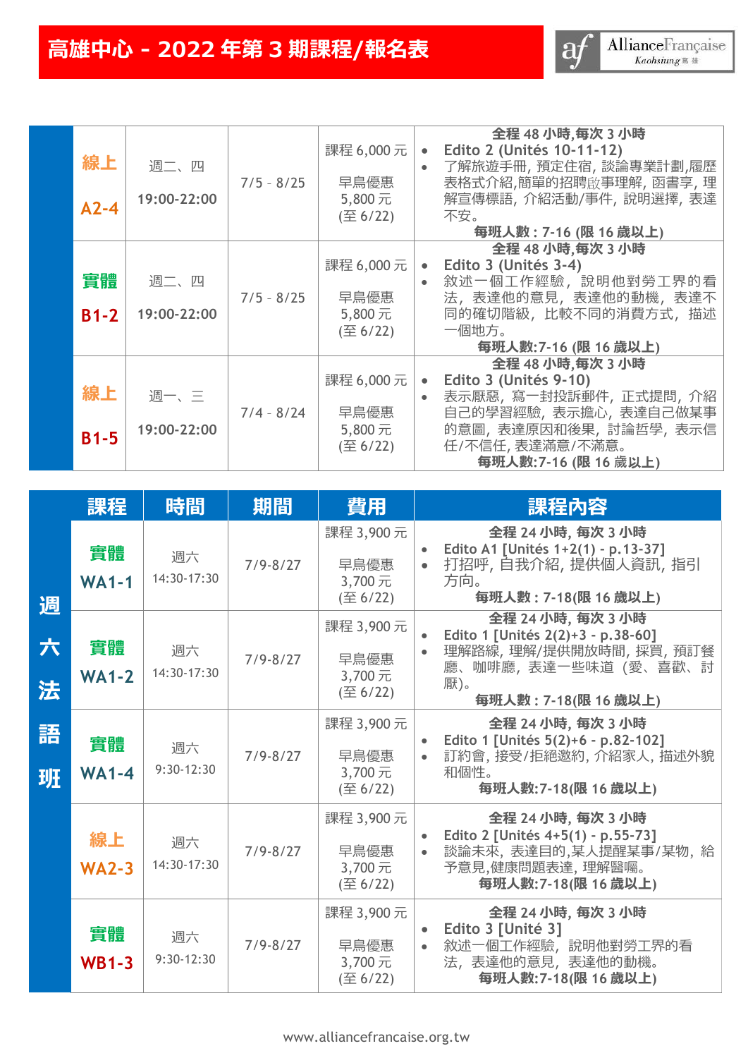# 高雄中心 - 2022 年第 3 期課程/報名表

Alliance Française Kaohsiung 高雄

| 課程 | 時間 | 期間 | 費用 | 課程內容 |
|---|---|---|---|---|
| 線上 A2-4 | 週二、四 19:00-22:00 | 7/5 - 8/25 | 課程 6,000 元<br>早鳥優惠 5,800 元 (至 6/22) | 全程 48 小時,每次 3 小時<br>• Edito 2 (Unités 10-11-12)<br>• 了解旅遊手冊, 預定住宿, 談論專業計劃,履歷表格式介紹,簡單的招聘啟事理解, 函書享, 理解宣傳標語, 介紹活動/事件, 說明選擇, 表達不安。<br>每班人數 : 7-16 (限 16 歲以上) |
| 實體 B1-2 | 週二、四 19:00-22:00 | 7/5 - 8/25 | 課程 6,000 元<br>早鳥優惠 5,800 元 (至 6/22) | 全程 48 小時,每次 3 小時<br>• Edito 3 (Unités 3-4)<br>• 敘述一個工作經驗, 說明他對勞工界的看法, 表達他的意見, 表達他的動機, 表達不同的確切階級, 比較不同的消費方式, 描述一個地方。<br>每班人數:7-16 (限 16 歲以上) |
| 線上 B1-5 | 週一、三 19:00-22:00 | 7/4 - 8/24 | 課程 6,000 元<br>早鳥優惠 5,800 元 (至 6/22) | 全程 48 小時,每次 3 小時<br>• Edito 3 (Unités 9-10)<br>• 表示厭惡, 寫一封投訴郵件, 正式提問, 介紹自己的學習經驗, 表示擔心, 表達自己做某事的意圖, 表達原因和後果, 討論哲學, 表示信任/不信任, 表達滿意/不滿意。<br>每班人數:7-16 (限 16 歲以上) |

## 週六法語班

| 課程 | 時間 | 期間 | 費用 | 課程內容 |
|---|---|---|---|---|
| 實體 WA1-1 | 週六 14:30-17:30 | 7/9-8/27 | 課程 3,900 元<br>早鳥優惠 3,700 元 (至 6/22) | 全程 24 小時, 每次 3 小時<br>• Edito A1 [Unités 1+2(1) - p.13-37]<br>• 打招呼, 自我介紹, 提供個人資訊, 指引方向。<br>每班人數 : 7-18(限 16 歲以上) |
| 實體 WA1-2 | 週六 14:30-17:30 | 7/9-8/27 | 課程 3,900 元<br>早鳥優惠 3,700 元 (至 6/22) | 全程 24 小時, 每次 3 小時<br>• Edito 1 [Unités 2(2)+3 - p.38-60]<br>• 理解路線, 理解/提供開放時間, 採買, 預訂餐廳、咖啡廳, 表達一些味道 (愛、喜歡、討厭)。<br>每班人數 : 7-18(限 16 歲以上) |
| 實體 WA1-4 | 週六 9:30-12:30 | 7/9-8/27 | 課程 3,900 元<br>早鳥優惠 3,700 元 (至 6/22) | 全程 24 小時, 每次 3 小時<br>• Edito 1 [Unités 5(2)+6 - p.82-102]<br>• 訂約會, 接受/拒絕邀約, 介紹家人, 描述外貌和個性。<br>每班人數:7-18(限 16 歲以上) |
| 線上 WA2-3 | 週六 14:30-17:30 | 7/9-8/27 | 課程 3,900 元<br>早鳥優惠 3,700 元 (至 6/22) | 全程 24 小時, 每次 3 小時<br>• Edito 2 [Unités 4+5(1) - p.55-73]<br>• 談論未來, 表達目的,某人提醒某事/某物, 給予意見,健康問題表達, 理解醫囑。<br>每班人數:7-18(限 16 歲以上) |
| 實體 WB1-3 | 週六 9:30-12:30 | 7/9-8/27 | 課程 3,900 元<br>早鳥優惠 3,700 元 (至 6/22) | 全程 24 小時, 每次 3 小時<br>• Edito 3 [Unité 3]<br>• 敘述一個工作經驗, 說明他對勞工界的看法, 表達他的意見, 表達他的動機。<br>每班人數:7-18(限 16 歲以上) |

www.alliancefrancaise.org.tw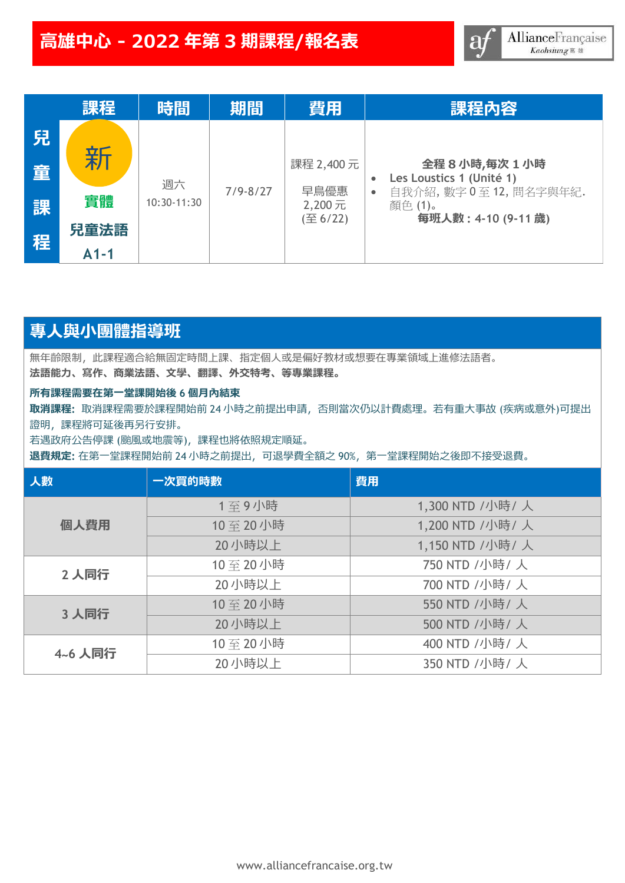# 高雄中心 - 2022 年第 3 期課程/報名表

| | 課程 | 時間 | 期間 | 費用 | 課程內容 |
|---|---|---|---|---|---|
| 兒童課程 | 新 實體 兒童法語 A1-1 | 週六 10:30-11:30 | 7/9-8/27 | 課程 2,400 元<br>早鳥優惠 2,200 元 (至 6/22) | **全程 8 小時,每次 1 小時**<br>• Les Loustics 1 (Unité 1)<br>• 自我介紹, 數字 0 至 12, 問名字與年紀. 顏色 (1)。<br>**每班人數：4-10 (9-11 歲)** |

## 專人與小團體指導班

無年齡限制，此課程適合給無固定時間上課、指定個人或是偏好教材或想要在專業領域上進修法語者。
**法語能力、寫作、商業法語、文學、翻譯、外交特考、等專業課程。**

**所有課程需要在第一堂課開始後 6 個月內結束**

**取消課程:** 取消課程需要於課程開始前 24 小時之前提出申請，否則當次仍以計費處理。若有重大事故 (疾病或意外)可提出證明，課程將可延後再另行安排。
若遇政府公告停課 (颱風或地震等)，課程也將依照規定順延。
**退費規定:** 在第一堂課程開始前 24 小時之前提出，可退學費全額之 90%，第一堂課程開始之後即不接受退費。

| 人數 | 一次買的時數 | 費用 |
|---|---|---|
| 個人費用 | 1 至 9 小時 | 1,300 NTD /小時/ 人 |
| | 10 至 20 小時 | 1,200 NTD /小時/ 人 |
| | 20 小時以上 | 1,150 NTD /小時/ 人 |
| 2 人同行 | 10 至 20 小時 | 750 NTD /小時/ 人 |
| | 20 小時以上 | 700 NTD /小時/ 人 |
| 3 人同行 | 10 至 20 小時 | 550 NTD /小時/ 人 |
| | 20 小時以上 | 500 NTD /小時/ 人 |
| 4~6 人同行 | 10 至 20 小時 | 400 NTD /小時/ 人 |
| | 20 小時以上 | 350 NTD /小時/ 人 |

www.alliancefrancaise.org.tw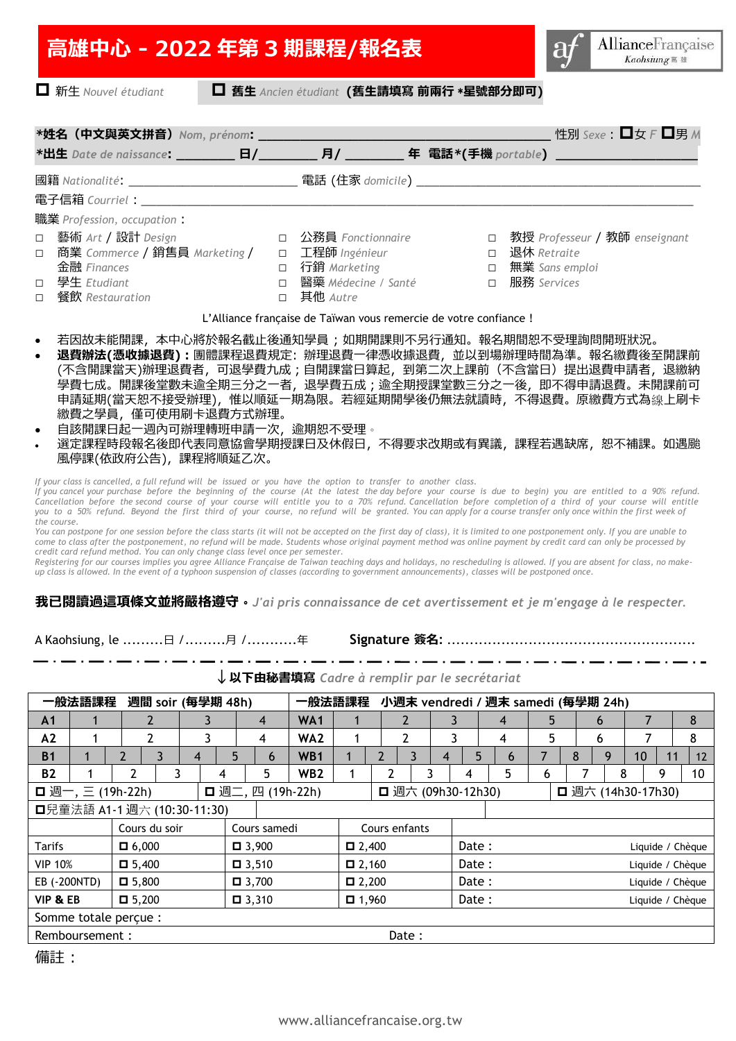# 高雄中心 - 2022 年第 3 期課程/報名表

AllianceFrançaise Kaohsiung 高雄

☐ 新生 *Nouvel étudiant* ☐ **舊生** *Ancien étudiant* **(舊生請填寫 前兩行 *星號部分即可)**

***姓名（中文與英文拼音）** *Nom, prénom*: ______________________ 性別 *Sexe*：☐女 *F* ☐男 *M*

***出生** *Date de naissance*: ________ 日/________ 月/ ________ 年 電話*(手機 *portable*) ______________

國籍 *Nationalité*: ______________________ 電話 (住家 *domicile*) ______________________

電子信箱 *Courriel*：______________________________________________

職業 *Profession, occupation*：

- ☐ 藝術 *Art* / 設計 *Design*
- ☐ 商業 *Commerce* / 銷售員 *Marketing* / 金融 *Finances*
- ☐ 學生 *Etudiant*
- ☐ 餐飲 *Restauration*
- ☐ 公務員 *Fonctionnaire*
- ☐ 工程師 *Ingénieur*
- ☐ 行銷 *Marketing*
- ☐ 醫藥 *Médecine / Santé*
- ☐ 其他 *Autre*
- ☐ 教授 *Professeur* / 教師 *enseignant*
- ☐ 退休 *Retraite*
- ☐ 無業 *Sans emploi*
- ☐ 服務 *Services*

L'Alliance française de Taïwan vous remercie de votre confiance !

- 若因故未能開課，本中心將於報名截止後通知學員；如期開課則不另行通知。報名期間恕不受理詢問開班狀況。
- **退費辦法(憑收據退費)：**團體課程退費規定：辦理退費一律憑收據退費，並以到場辦理時間為準。報名繳費後至開課前(不含開課當天)辦理退費者，可退學費九成；自開課當日算起，到第二次上課前（不含當日）提出退費申請者，退繳納學費七成。開課後堂數未逾全期三分之一者，退學費五成；逾全期授課堂數三分之一後，即不得申請退費。未開課前可申請延期(當天恕不接受辦理)，惟以順延一期為限。若經延期開學後仍無法就讀時，不得退費。原繳費方式為線上刷卡繳費之學員，僅可使用刷卡退費方式辦理。
- 自該開課日起一週內可辦理轉班申請一次，逾期恕不受理。
- 選定課程時段報名後即代表同意協會學期授課日及休假日，不得要求改期或有異議，課程若遇缺席，恕不補課。如遇颱風停課(依政府公告)，課程將順延乙次。

*If your class is cancelled, a full refund will be issued or you have the option to transfer to another class.*
*If you cancel your purchase before the beginning of the course (At the latest the day before your course is due to begin) you are entitled to a 90% refund. Cancellation before the second course of your course will entitle you to a 70% refund. Cancellation before completion of a third of your course will entitle you to a 50% refund. Beyond the first third of your course, no refund will be granted. You can apply for a course transfer only once within the first week of the course.*
*You can postpone for one session before the class starts (it will not be accepted on the first day of class), it is limited to one postponement only. If you are unable to come to class after the postponement, no refund will be made. Students whose original payment method was online payment by credit card can only be processed by credit card refund method. You can only change class level once per semester.*
*Registering for our courses implies you agree Alliance Française de Taiwan teaching days and holidays, no rescheduling is allowed. If you are absent for class, no make-up class is allowed. In the event of a typhoon suspension of classes (according to government announcements), classes will be postponed once.*

**我已閱讀過這項條文並將嚴格遵守。** *J'ai pris connaissance de cet avertissement et je m'engage à le respecter.*

A Kaohsiung, le .........日 /.........月 /...........年 **Signature 簽名:** ......................................................

↓ **以下由秘書填寫** *Cadre à remplir par le secrétariat*

| 一般法語課程 週間 soir (每學期 48h) | | | | | | | 一般法語課程 小週末 vendredi / 週末 samedi (每學期 24h) | | | | | | | | | | | |
|---|---|---|---|---|---|---|---|---|---|---|---|---|---|---|---|---|---|---|
| A1 | 1 | 2 | 3 | 4 | | | WA1 | 1 | 2 | 3 | 4 | 5 | 6 | 7 | 8 | | | |
| A2 | 1 | 2 | 3 | 4 | | | WA2 | 1 | 2 | 3 | 4 | 5 | 6 | 7 | 8 | | | |
| B1 | 1 | 2 | 3 | 4 | 5 | 6 | WB1 | 1 | 2 | 3 | 4 | 5 | 6 | 7 | 8 | 9 | 10 | 11 | 12 |
| B2 | 1 | 2 | 3 | 4 | 5 | | WB2 | 1 | 2 | 3 | 4 | 5 | 6 | 7 | 8 | 9 | 10 | |

| | | | |
|---|---|---|---|
| ☐ 週一, 三 (19h-22h) | ☐ 週二, 四 (19h-22h) | ☐ 週六 (09h30-12h30) | ☐ 週六 (14h30-17h30) |
| ☐兒童法語 A1-1 週六 (10:30-11:30) | | | |

| | Cours du soir | Cours samedi | Cours enfants | | |
|---|---|---|---|---|---|
| Tarifs | ☐ 6,000 | ☐ 3,900 | ☐ 2,400 | Date : | Liquide / Chèque |
| VIP 10% | ☐ 5,400 | ☐ 3,510 | ☐ 2,160 | Date : | Liquide / Chèque |
| EB (-200NTD) | ☐ 5,800 | ☐ 3,700 | ☐ 2,200 | Date : | Liquide / Chèque |
| VIP & EB | ☐ 5,200 | ☐ 3,310 | ☐ 1,960 | Date : | Liquide / Chèque |
| Somme totale perçue : | | | | | |
| Remboursement : | | | | Date : | |

備註：

www.alliancefrancaise.org.tw